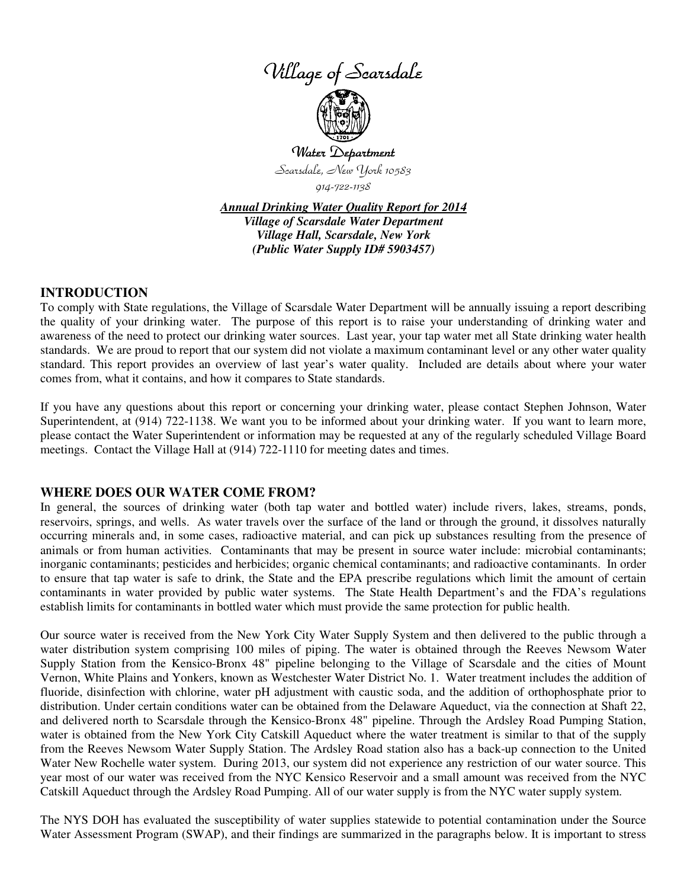# Village of Scarsdale

## Water Department

*Scarsdale, New York 10583*
*914-722-1138*

***Annual Drinking Water Quality Report for 2014***
***Village of Scarsdale Water Department***
***Village Hall, Scarsdale, New York***
***(Public Water Supply ID# 5903457)***

## INTRODUCTION

To comply with State regulations, the Village of Scarsdale Water Department will be annually issuing a report describing the quality of your drinking water. The purpose of this report is to raise your understanding of drinking water and awareness of the need to protect our drinking water sources. Last year, your tap water met all State drinking water health standards. We are proud to report that our system did not violate a maximum contaminant level or any other water quality standard. This report provides an overview of last year's water quality. Included are details about where your water comes from, what it contains, and how it compares to State standards.

If you have any questions about this report or concerning your drinking water, please contact Stephen Johnson, Water Superintendent, at (914) 722-1138. We want you to be informed about your drinking water. If you want to learn more, please contact the Water Superintendent or information may be requested at any of the regularly scheduled Village Board meetings. Contact the Village Hall at (914) 722-1110 for meeting dates and times.

## WHERE DOES OUR WATER COME FROM?

In general, the sources of drinking water (both tap water and bottled water) include rivers, lakes, streams, ponds, reservoirs, springs, and wells. As water travels over the surface of the land or through the ground, it dissolves naturally occurring minerals and, in some cases, radioactive material, and can pick up substances resulting from the presence of animals or from human activities. Contaminants that may be present in source water include: microbial contaminants; inorganic contaminants; pesticides and herbicides; organic chemical contaminants; and radioactive contaminants. In order to ensure that tap water is safe to drink, the State and the EPA prescribe regulations which limit the amount of certain contaminants in water provided by public water systems. The State Health Department's and the FDA's regulations establish limits for contaminants in bottled water which must provide the same protection for public health.

Our source water is received from the New York City Water Supply System and then delivered to the public through a water distribution system comprising 100 miles of piping. The water is obtained through the Reeves Newsom Water Supply Station from the Kensico-Bronx 48" pipeline belonging to the Village of Scarsdale and the cities of Mount Vernon, White Plains and Yonkers, known as Westchester Water District No. 1. Water treatment includes the addition of fluoride, disinfection with chlorine, water pH adjustment with caustic soda, and the addition of orthophosphate prior to distribution. Under certain conditions water can be obtained from the Delaware Aqueduct, via the connection at Shaft 22, and delivered north to Scarsdale through the Kensico-Bronx 48" pipeline. Through the Ardsley Road Pumping Station, water is obtained from the New York City Catskill Aqueduct where the water treatment is similar to that of the supply from the Reeves Newsom Water Supply Station. The Ardsley Road station also has a back-up connection to the United Water New Rochelle water system. During 2013, our system did not experience any restriction of our water source. This year most of our water was received from the NYC Kensico Reservoir and a small amount was received from the NYC Catskill Aqueduct through the Ardsley Road Pumping. All of our water supply is from the NYC water supply system.

The NYS DOH has evaluated the susceptibility of water supplies statewide to potential contamination under the Source Water Assessment Program (SWAP), and their findings are summarized in the paragraphs below. It is important to stress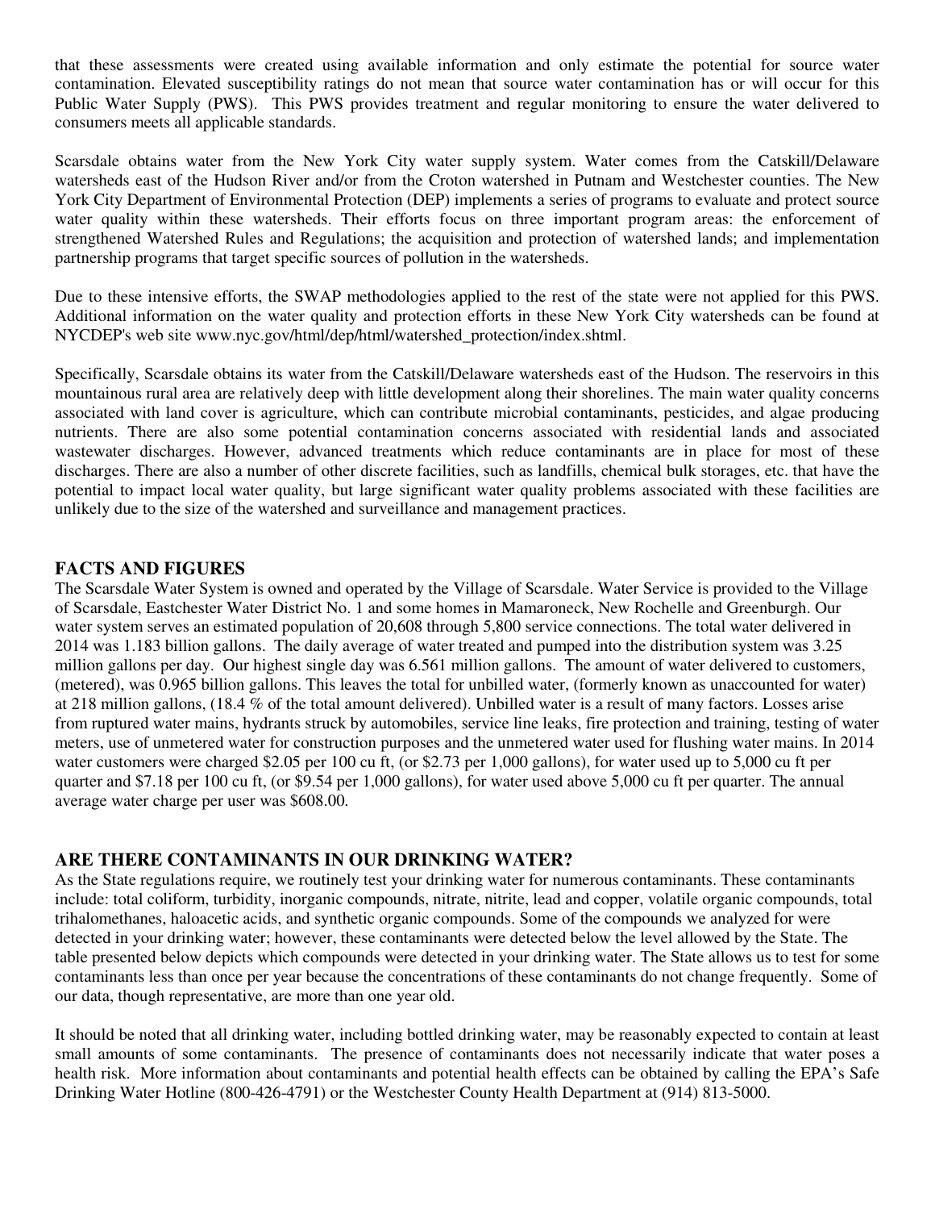that these assessments were created using available information and only estimate the potential for source water contamination. Elevated susceptibility ratings do not mean that source water contamination has or will occur for this Public Water Supply (PWS). This PWS provides treatment and regular monitoring to ensure the water delivered to consumers meets all applicable standards.

Scarsdale obtains water from the New York City water supply system. Water comes from the Catskill/Delaware watersheds east of the Hudson River and/or from the Croton watershed in Putnam and Westchester counties. The New York City Department of Environmental Protection (DEP) implements a series of programs to evaluate and protect source water quality within these watersheds. Their efforts focus on three important program areas: the enforcement of strengthened Watershed Rules and Regulations; the acquisition and protection of watershed lands; and implementation partnership programs that target specific sources of pollution in the watersheds.

Due to these intensive efforts, the SWAP methodologies applied to the rest of the state were not applied for this PWS. Additional information on the water quality and protection efforts in these New York City watersheds can be found at NYCDEP's web site www.nyc.gov/html/dep/html/watershed_protection/index.shtml.

Specifically, Scarsdale obtains its water from the Catskill/Delaware watersheds east of the Hudson. The reservoirs in this mountainous rural area are relatively deep with little development along their shorelines. The main water quality concerns associated with land cover is agriculture, which can contribute microbial contaminants, pesticides, and algae producing nutrients. There are also some potential contamination concerns associated with residential lands and associated wastewater discharges. However, advanced treatments which reduce contaminants are in place for most of these discharges. There are also a number of other discrete facilities, such as landfills, chemical bulk storages, etc. that have the potential to impact local water quality, but large significant water quality problems associated with these facilities are unlikely due to the size of the watershed and surveillance and management practices.

## FACTS AND FIGURES

The Scarsdale Water System is owned and operated by the Village of Scarsdale. Water Service is provided to the Village of Scarsdale, Eastchester Water District No. 1 and some homes in Mamaroneck, New Rochelle and Greenburgh. Our water system serves an estimated population of 20,608 through 5,800 service connections. The total water delivered in 2014 was 1.183 billion gallons. The daily average of water treated and pumped into the distribution system was 3.25 million gallons per day. Our highest single day was 6.561 million gallons. The amount of water delivered to customers, (metered), was 0.965 billion gallons. This leaves the total for unbilled water, (formerly known as unaccounted for water) at 218 million gallons, (18.4 % of the total amount delivered). Unbilled water is a result of many factors. Losses arise from ruptured water mains, hydrants struck by automobiles, service line leaks, fire protection and training, testing of water meters, use of unmetered water for construction purposes and the unmetered water used for flushing water mains. In 2014 water customers were charged $2.05 per 100 cu ft, (or $2.73 per 1,000 gallons), for water used up to 5,000 cu ft per quarter and $7.18 per 100 cu ft, (or $9.54 per 1,000 gallons), for water used above 5,000 cu ft per quarter. The annual average water charge per user was $608.00.

## ARE THERE CONTAMINANTS IN OUR DRINKING WATER?

As the State regulations require, we routinely test your drinking water for numerous contaminants. These contaminants include: total coliform, turbidity, inorganic compounds, nitrate, nitrite, lead and copper, volatile organic compounds, total trihalomethanes, haloacetic acids, and synthetic organic compounds. Some of the compounds we analyzed for were detected in your drinking water; however, these contaminants were detected below the level allowed by the State. The table presented below depicts which compounds were detected in your drinking water. The State allows us to test for some contaminants less than once per year because the concentrations of these contaminants do not change frequently. Some of our data, though representative, are more than one year old.

It should be noted that all drinking water, including bottled drinking water, may be reasonably expected to contain at least small amounts of some contaminants. The presence of contaminants does not necessarily indicate that water poses a health risk. More information about contaminants and potential health effects can be obtained by calling the EPA's Safe Drinking Water Hotline (800-426-4791) or the Westchester County Health Department at (914) 813-5000.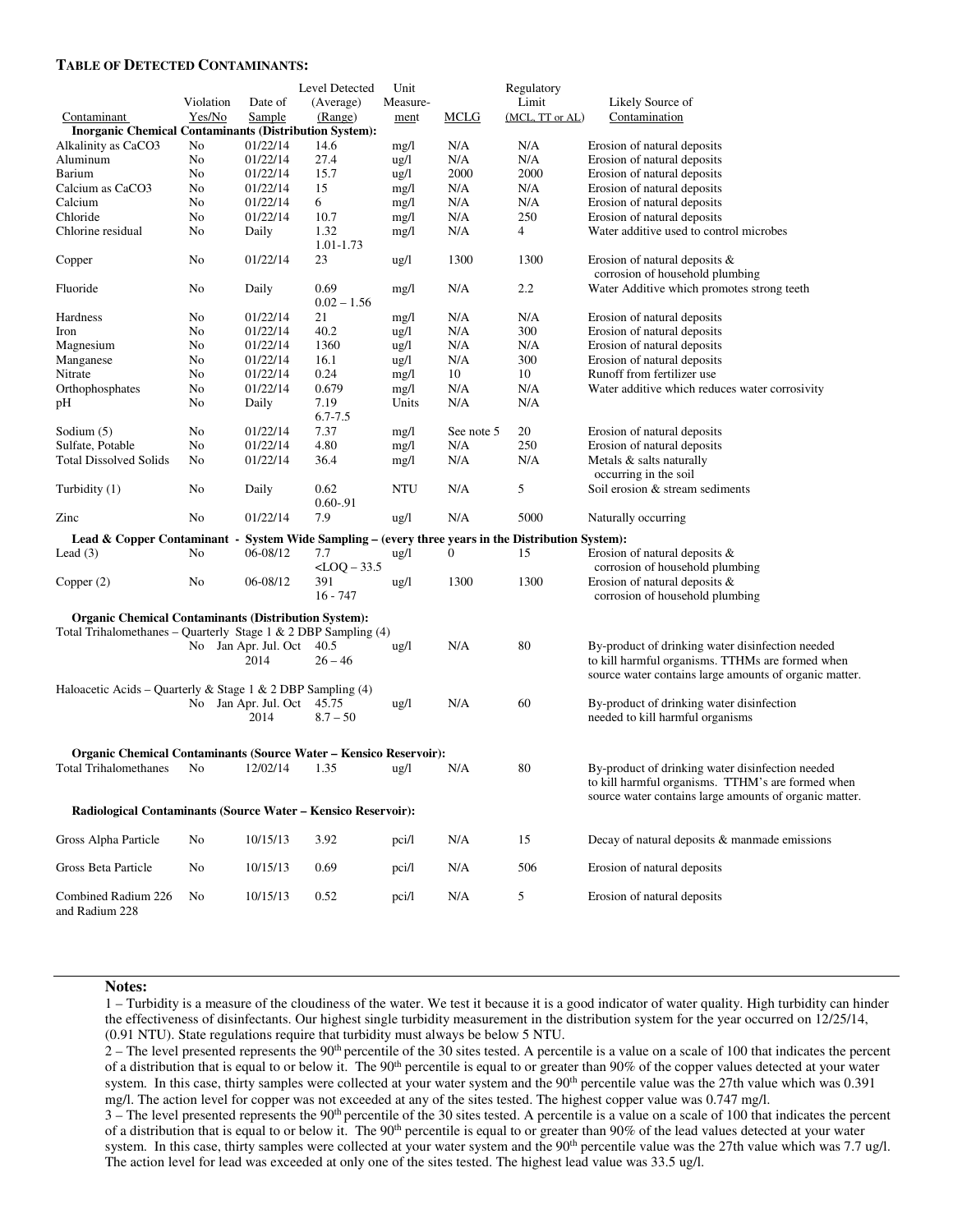**TABLE OF DETECTED CONTAMINANTS:**

| Contaminant | Violation Yes/No | Date of Sample | Level Detected (Average) (Range) | Unit Measure-ment | MCLG | Regulatory Limit (MCL, TT or AL) | Likely Source of Contamination |
|---|---|---|---|---|---|---|---|
| **Inorganic Chemical Contaminants (Distribution System):** | | | | | | | |
| Alkalinity as CaCO3 | No | 01/22/14 | 14.6 | mg/l | N/A | N/A | Erosion of natural deposits |
| Aluminum | No | 01/22/14 | 27.4 | ug/l | N/A | N/A | Erosion of natural deposits |
| Barium | No | 01/22/14 | 15.7 | ug/l | 2000 | 2000 | Erosion of natural deposits |
| Calcium as CaCO3 | No | 01/22/14 | 15 | mg/l | N/A | N/A | Erosion of natural deposits |
| Calcium | No | 01/22/14 | 6 | mg/l | N/A | N/A | Erosion of natural deposits |
| Chloride | No | 01/22/14 | 10.7 | mg/l | N/A | 250 | Erosion of natural deposits |
| Chlorine residual | No | Daily | 1.32<br>1.01-1.73 | mg/l | N/A | 4 | Water additive used to control microbes |
| Copper | No | 01/22/14 | 23 | ug/l | 1300 | 1300 | Erosion of natural deposits & corrosion of household plumbing |
| Fluoride | No | Daily | 0.69<br>0.02 – 1.56 | mg/l | N/A | 2.2 | Water Additive which promotes strong teeth |
| Hardness | No | 01/22/14 | 21 | mg/l | N/A | N/A | Erosion of natural deposits |
| Iron | No | 01/22/14 | 40.2 | ug/l | N/A | 300 | Erosion of natural deposits |
| Magnesium | No | 01/22/14 | 1360 | ug/l | N/A | N/A | Erosion of natural deposits |
| Manganese | No | 01/22/14 | 16.1 | ug/l | N/A | 300 | Erosion of natural deposits |
| Nitrate | No | 01/22/14 | 0.24 | mg/l | 10 | 10 | Runoff from fertilizer use |
| Orthophosphates | No | 01/22/14 | 0.679 | mg/l | N/A | N/A | Water additive which reduces water corrosivity |
| pH | No | Daily | 7.19<br>6.7-7.5 | Units | N/A | N/A | |
| Sodium (5) | No | 01/22/14 | 7.37 | mg/l | See note 5 | 20 | Erosion of natural deposits |
| Sulfate, Potable | No | 01/22/14 | 4.80 | mg/l | N/A | 250 | Erosion of natural deposits |
| Total Dissolved Solids | No | 01/22/14 | 36.4 | mg/l | N/A | N/A | Metals & salts naturally occurring in the soil |
| Turbidity (1) | No | Daily | 0.62<br>0.60-.91 | NTU | N/A | 5 | Soil erosion & stream sediments |
| Zinc | No | 01/22/14 | 7.9 | ug/l | N/A | 5000 | Naturally occurring |
| **Lead & Copper Contaminant - System Wide Sampling – (every three years in the Distribution System):** | | | | | | | |
| Lead (3) | No | 06-08/12 | 7.7<br><LOQ – 33.5 | ug/l | 0 | 15 | Erosion of natural deposits & corrosion of household plumbing |
| Copper (2) | No | 06-08/12 | 391<br>16 - 747 | ug/l | 1300 | 1300 | Erosion of natural deposits & corrosion of household plumbing |
| **Organic Chemical Contaminants (Distribution System):** | | | | | | | |
| Total Trihalomethanes – Quarterly Stage 1 & 2 DBP Sampling (4) | No | Jan Apr. Jul. Oct 2014 | 40.5<br>26 – 46 | ug/l | N/A | 80 | By-product of drinking water disinfection needed to kill harmful organisms. TTHMs are formed when source water contains large amounts of organic matter. |
| Haloacetic Acids – Quarterly & Stage 1 & 2 DBP Sampling (4) | No | Jan Apr. Jul. Oct 2014 | 45.75<br>8.7 – 50 | ug/l | N/A | 60 | By-product of drinking water disinfection needed to kill harmful organisms |
| **Organic Chemical Contaminants (Source Water – Kensico Reservoir):** | | | | | | | |
| Total Trihalomethanes | No | 12/02/14 | 1.35 | ug/l | N/A | 80 | By-product of drinking water disinfection needed to kill harmful organisms. TTHM's are formed when source water contains large amounts of organic matter. |
| **Radiological Contaminants (Source Water – Kensico Reservoir):** | | | | | | | |
| Gross Alpha Particle | No | 10/15/13 | 3.92 | pci/l | N/A | 15 | Decay of natural deposits & manmade emissions |
| Gross Beta Particle | No | 10/15/13 | 0.69 | pci/l | N/A | 506 | Erosion of natural deposits |
| Combined Radium 226 and Radium 228 | No | 10/15/13 | 0.52 | pci/l | N/A | 5 | Erosion of natural deposits |

**Notes:**

1 – Turbidity is a measure of the cloudiness of the water. We test it because it is a good indicator of water quality. High turbidity can hinder the effectiveness of disinfectants. Our highest single turbidity measurement in the distribution system for the year occurred on 12/25/14, (0.91 NTU). State regulations require that turbidity must always be below 5 NTU.

2 – The level presented represents the 90th percentile of the 30 sites tested. A percentile is a value on a scale of 100 that indicates the percent of a distribution that is equal to or below it. The 90th percentile is equal to or greater than 90% of the copper values detected at your water system. In this case, thirty samples were collected at your water system and the 90th percentile value was the 27th value which was 0.391 mg/l. The action level for copper was not exceeded at any of the sites tested. The highest copper value was 0.747 mg/l.

3 – The level presented represents the 90th percentile of the 30 sites tested. A percentile is a value on a scale of 100 that indicates the percent of a distribution that is equal to or below it. The 90th percentile is equal to or greater than 90% of the lead values detected at your water system. In this case, thirty samples were collected at your water system and the 90th percentile value was the 27th value which was 7.7 ug/l. The action level for lead was exceeded at only one of the sites tested. The highest lead value was 33.5 ug/l.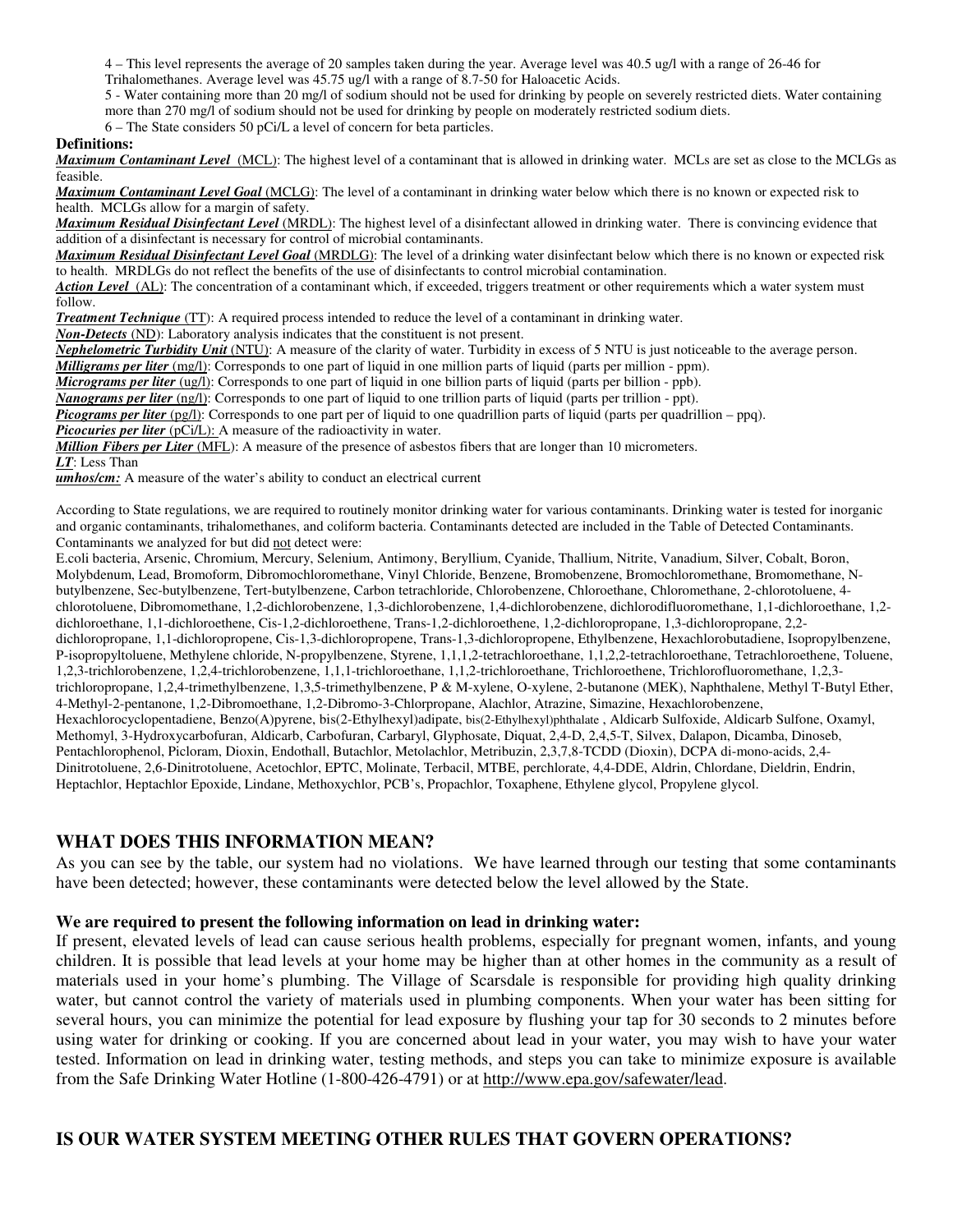4 – This level represents the average of 20 samples taken during the year. Average level was 40.5 ug/l with a range of 26-46 for Trihalomethanes. Average level was 45.75 ug/l with a range of 8.7-50 for Haloacetic Acids.

5 - Water containing more than 20 mg/l of sodium should not be used for drinking by people on severely restricted diets. Water containing more than 270 mg/l of sodium should not be used for drinking by people on moderately restricted sodium diets.

6 – The State considers 50 pCi/L a level of concern for beta particles.

**Definitions:**

***Maximum Contaminant Level*** (MCL): The highest level of a contaminant that is allowed in drinking water. MCLs are set as close to the MCLGs as feasible.

***Maximum Contaminant Level Goal*** (MCLG): The level of a contaminant in drinking water below which there is no known or expected risk to health. MCLGs allow for a margin of safety.

***Maximum Residual Disinfectant Level*** (MRDL): The highest level of a disinfectant allowed in drinking water. There is convincing evidence that addition of a disinfectant is necessary for control of microbial contaminants.

***Maximum Residual Disinfectant Level Goal*** (MRDLG): The level of a drinking water disinfectant below which there is no known or expected risk to health. MRDLGs do not reflect the benefits of the use of disinfectants to control microbial contamination.

***Action Level*** (AL): The concentration of a contaminant which, if exceeded, triggers treatment or other requirements which a water system must follow.

***Treatment Technique*** (TT): A required process intended to reduce the level of a contaminant in drinking water.

***Non-Detects*** (ND): Laboratory analysis indicates that the constituent is not present.

***Nephelometric Turbidity Unit*** (NTU): A measure of the clarity of water. Turbidity in excess of 5 NTU is just noticeable to the average person.

***Milligrams per liter*** (mg/l): Corresponds to one part of liquid in one million parts of liquid (parts per million - ppm).

***Micrograms per liter*** (ug/l): Corresponds to one part of liquid in one billion parts of liquid (parts per billion - ppb).

***Nanograms per liter*** (ng/l): Corresponds to one part of liquid to one trillion parts of liquid (parts per trillion - ppt).

***Picograms per liter*** (pg/l): Corresponds to one part per of liquid to one quadrillion parts of liquid (parts per quadrillion – ppq).

***Picocuries per liter*** (pCi/L): A measure of the radioactivity in water.

***Million Fibers per Liter*** (MFL): A measure of the presence of asbestos fibers that are longer than 10 micrometers.

***LT***: Less Than

***umhos/cm:*** A measure of the water's ability to conduct an electrical current

According to State regulations, we are required to routinely monitor drinking water for various contaminants. Drinking water is tested for inorganic and organic contaminants, trihalomethanes, and coliform bacteria. Contaminants detected are included in the Table of Detected Contaminants. Contaminants we analyzed for but did not detect were:

E.coli bacteria, Arsenic, Chromium, Mercury, Selenium, Antimony, Beryllium, Cyanide, Thallium, Nitrite, Vanadium, Silver, Cobalt, Boron, Molybdenum, Lead, Bromoform, Dibromochloromethane, Vinyl Chloride, Benzene, Bromobenzene, Bromochloromethane, Bromomethane, N-butylbenzene, Sec-butylbenzene, Tert-butylbenzene, Carbon tetrachloride, Chlorobenzene, Chloroethane, Chloromethane, 2-chlorotoluene, 4-chlorotoluene, Dibromomethane, 1,2-dichlorobenzene, 1,3-dichlorobenzene, 1,4-dichlorobenzene, dichlorodifluoromethane, 1,1-dichloroethane, 1,2-dichloroethane, 1,1-dichloroethene, Cis-1,2-dichloroethene, Trans-1,2-dichloroethene, 1,2-dichloropropane, 1,3-dichloropropane, 2,2-dichloropropane, 1,1-dichloropropene, Cis-1,3-dichloropropene, Trans-1,3-dichloropropene, Ethylbenzene, Hexachlorobutadiene, Isopropylbenzene, P-isopropyltoluene, Methylene chloride, N-propylbenzene, Styrene, 1,1,1,2-tetrachloroethane, 1,1,2,2-tetrachloroethane, Tetrachloroethene, Toluene, 1,2,3-trichlorobenzene, 1,2,4-trichlorobenzene, 1,1,1-trichloroethane, 1,1,2-trichloroethane, Trichloroethene, Trichlorofluoromethane, 1,2,3-trichloropropane, 1,2,4-trimethylbenzene, 1,3,5-trimethylbenzene, P & M-xylene, O-xylene, 2-butanone (MEK), Naphthalene, Methyl T-Butyl Ether, 4-Methyl-2-pentanone, 1,2-Dibromoethane, 1,2-Dibromo-3-Chlorpropane, Alachlor, Atrazine, Simazine, Hexachlorobenzene, Hexachlorocyclopentadiene, Benzo(A)pyrene, bis(2-Ethylhexyl)adipate, bis(2-Ethylhexyl)phthalate , Aldicarb Sulfoxide, Aldicarb Sulfone, Oxamyl, Methomyl, 3-Hydroxycarbofuran, Aldicarb, Carbofuran, Carbaryl, Glyphosate, Diquat, 2,4-D, 2,4,5-T, Silvex, Dalapon, Dicamba, Dinoseb, Pentachlorophenol, Picloram, Dioxin, Endothall, Butachlor, Metolachlor, Metribuzin, 2,3,7,8-TCDD (Dioxin), DCPA di-mono-acids, 2,4-Dinitrotoluene, 2,6-Dinitrotoluene, Acetochlor, EPTC, Molinate, Terbacil, MTBE, perchlorate, 4,4-DDE, Aldrin, Chlordane, Dieldrin, Endrin, Heptachlor, Heptachlor Epoxide, Lindane, Methoxychlor, PCB's, Propachlor, Toxaphene, Ethylene glycol, Propylene glycol.

## WHAT DOES THIS INFORMATION MEAN?

As you can see by the table, our system had no violations. We have learned through our testing that some contaminants have been detected; however, these contaminants were detected below the level allowed by the State.

**We are required to present the following information on lead in drinking water:**

If present, elevated levels of lead can cause serious health problems, especially for pregnant women, infants, and young children. It is possible that lead levels at your home may be higher than at other homes in the community as a result of materials used in your home's plumbing. The Village of Scarsdale is responsible for providing high quality drinking water, but cannot control the variety of materials used in plumbing components. When your water has been sitting for several hours, you can minimize the potential for lead exposure by flushing your tap for 30 seconds to 2 minutes before using water for drinking or cooking. If you are concerned about lead in your water, you may wish to have your water tested. Information on lead in drinking water, testing methods, and steps you can take to minimize exposure is available from the Safe Drinking Water Hotline (1-800-426-4791) or at http://www.epa.gov/safewater/lead.

## IS OUR WATER SYSTEM MEETING OTHER RULES THAT GOVERN OPERATIONS?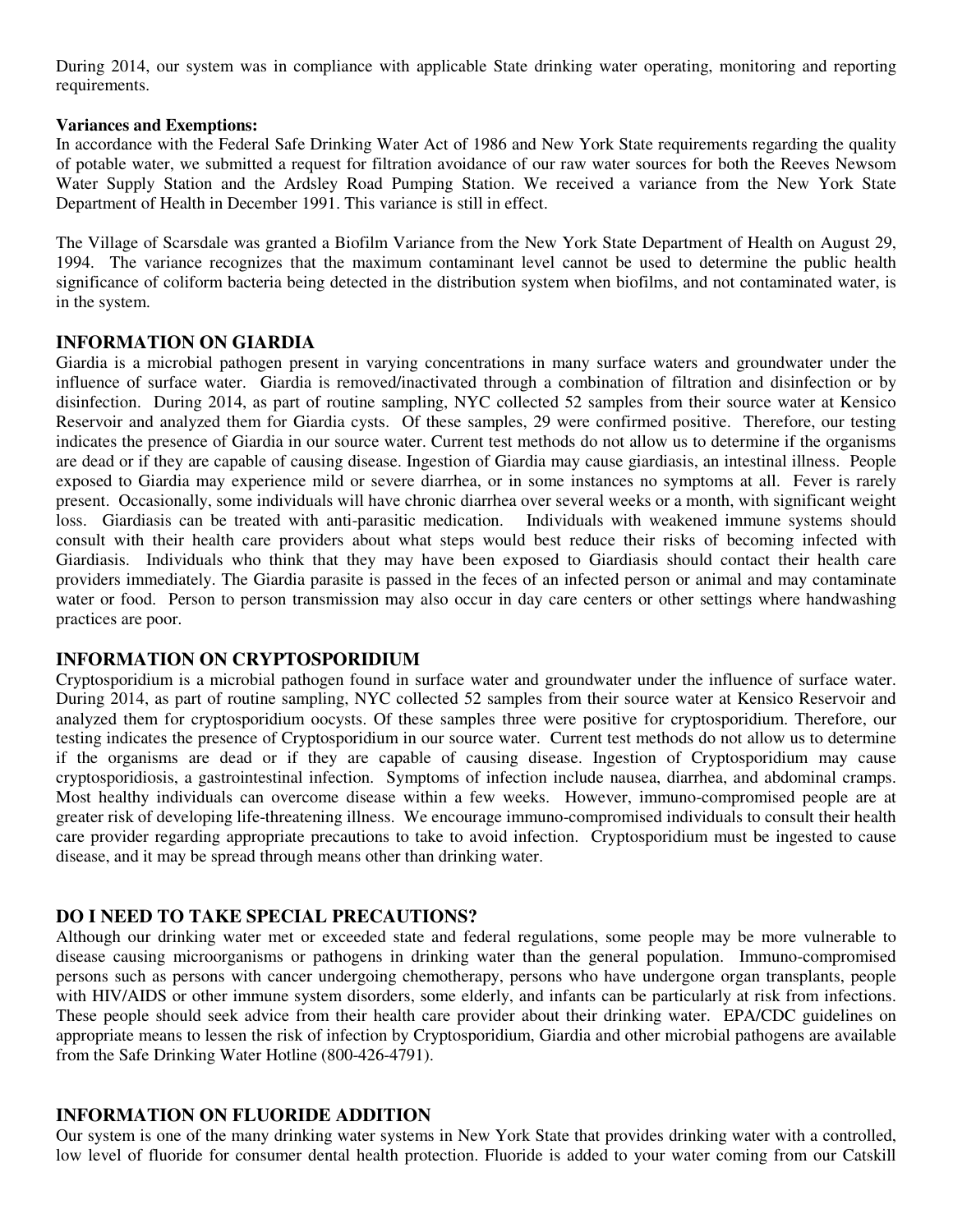During 2014, our system was in compliance with applicable State drinking water operating, monitoring and reporting requirements.

**Variances and Exemptions:**

In accordance with the Federal Safe Drinking Water Act of 1986 and New York State requirements regarding the quality of potable water, we submitted a request for filtration avoidance of our raw water sources for both the Reeves Newsom Water Supply Station and the Ardsley Road Pumping Station. We received a variance from the New York State Department of Health in December 1991. This variance is still in effect.

The Village of Scarsdale was granted a Biofilm Variance from the New York State Department of Health on August 29, 1994. The variance recognizes that the maximum contaminant level cannot be used to determine the public health significance of coliform bacteria being detected in the distribution system when biofilms, and not contaminated water, is in the system.

## INFORMATION ON GIARDIA

Giardia is a microbial pathogen present in varying concentrations in many surface waters and groundwater under the influence of surface water. Giardia is removed/inactivated through a combination of filtration and disinfection or by disinfection. During 2014, as part of routine sampling, NYC collected 52 samples from their source water at Kensico Reservoir and analyzed them for Giardia cysts. Of these samples, 29 were confirmed positive. Therefore, our testing indicates the presence of Giardia in our source water. Current test methods do not allow us to determine if the organisms are dead or if they are capable of causing disease. Ingestion of Giardia may cause giardiasis, an intestinal illness. People exposed to Giardia may experience mild or severe diarrhea, or in some instances no symptoms at all. Fever is rarely present. Occasionally, some individuals will have chronic diarrhea over several weeks or a month, with significant weight loss. Giardiasis can be treated with anti-parasitic medication. Individuals with weakened immune systems should consult with their health care providers about what steps would best reduce their risks of becoming infected with Giardiasis. Individuals who think that they may have been exposed to Giardiasis should contact their health care providers immediately. The Giardia parasite is passed in the feces of an infected person or animal and may contaminate water or food. Person to person transmission may also occur in day care centers or other settings where handwashing practices are poor.

## INFORMATION ON CRYPTOSPORIDIUM

Cryptosporidium is a microbial pathogen found in surface water and groundwater under the influence of surface water. During 2014, as part of routine sampling, NYC collected 52 samples from their source water at Kensico Reservoir and analyzed them for cryptosporidium oocysts. Of these samples three were positive for cryptosporidium. Therefore, our testing indicates the presence of Cryptosporidium in our source water. Current test methods do not allow us to determine if the organisms are dead or if they are capable of causing disease. Ingestion of Cryptosporidium may cause cryptosporidiosis, a gastrointestinal infection. Symptoms of infection include nausea, diarrhea, and abdominal cramps. Most healthy individuals can overcome disease within a few weeks. However, immuno-compromised people are at greater risk of developing life-threatening illness. We encourage immuno-compromised individuals to consult their health care provider regarding appropriate precautions to take to avoid infection. Cryptosporidium must be ingested to cause disease, and it may be spread through means other than drinking water.

## DO I NEED TO TAKE SPECIAL PRECAUTIONS?

Although our drinking water met or exceeded state and federal regulations, some people may be more vulnerable to disease causing microorganisms or pathogens in drinking water than the general population. Immuno-compromised persons such as persons with cancer undergoing chemotherapy, persons who have undergone organ transplants, people with HIV/AIDS or other immune system disorders, some elderly, and infants can be particularly at risk from infections. These people should seek advice from their health care provider about their drinking water. EPA/CDC guidelines on appropriate means to lessen the risk of infection by Cryptosporidium, Giardia and other microbial pathogens are available from the Safe Drinking Water Hotline (800-426-4791).

## INFORMATION ON FLUORIDE ADDITION

Our system is one of the many drinking water systems in New York State that provides drinking water with a controlled, low level of fluoride for consumer dental health protection. Fluoride is added to your water coming from our Catskill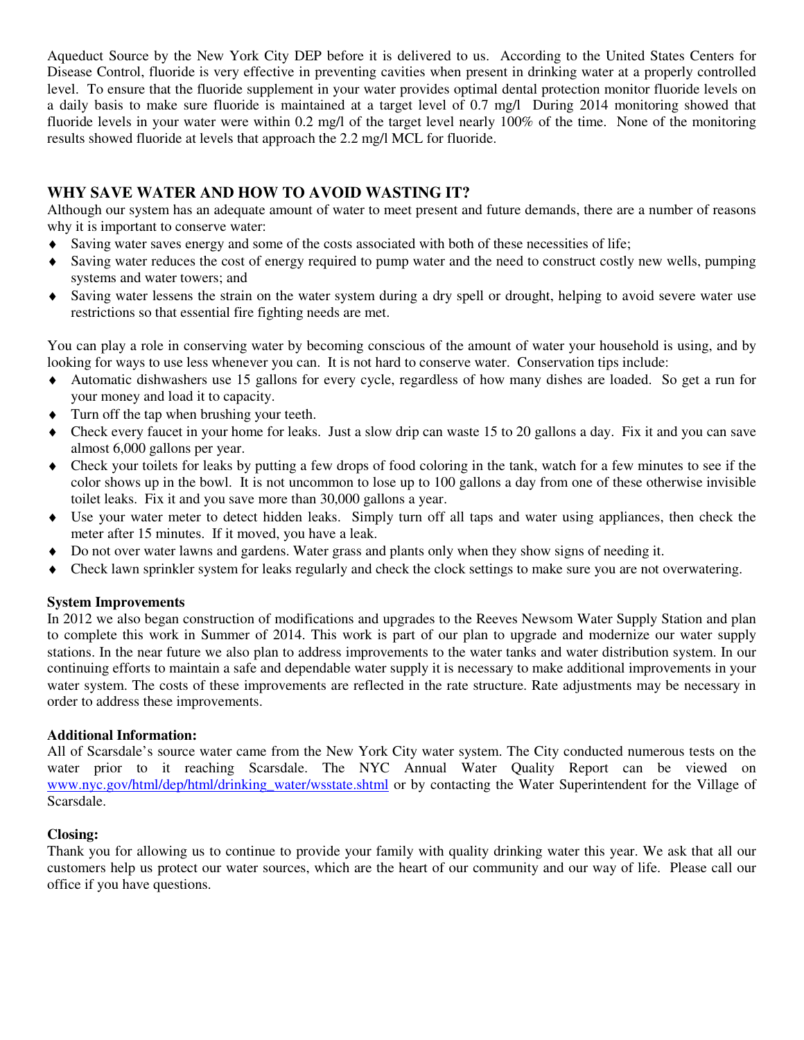Aqueduct Source by the New York City DEP before it is delivered to us. According to the United States Centers for Disease Control, fluoride is very effective in preventing cavities when present in drinking water at a properly controlled level. To ensure that the fluoride supplement in your water provides optimal dental protection monitor fluoride levels on a daily basis to make sure fluoride is maintained at a target level of 0.7 mg/l During 2014 monitoring showed that fluoride levels in your water were within 0.2 mg/l of the target level nearly 100% of the time. None of the monitoring results showed fluoride at levels that approach the 2.2 mg/l MCL for fluoride.

## WHY SAVE WATER AND HOW TO AVOID WASTING IT?

Although our system has an adequate amount of water to meet present and future demands, there are a number of reasons why it is important to conserve water:

- Saving water saves energy and some of the costs associated with both of these necessities of life;
- Saving water reduces the cost of energy required to pump water and the need to construct costly new wells, pumping systems and water towers; and
- Saving water lessens the strain on the water system during a dry spell or drought, helping to avoid severe water use restrictions so that essential fire fighting needs are met.

You can play a role in conserving water by becoming conscious of the amount of water your household is using, and by looking for ways to use less whenever you can. It is not hard to conserve water. Conservation tips include:

- Automatic dishwashers use 15 gallons for every cycle, regardless of how many dishes are loaded. So get a run for your money and load it to capacity.
- Turn off the tap when brushing your teeth.
- Check every faucet in your home for leaks. Just a slow drip can waste 15 to 20 gallons a day. Fix it and you can save almost 6,000 gallons per year.
- Check your toilets for leaks by putting a few drops of food coloring in the tank, watch for a few minutes to see if the color shows up in the bowl. It is not uncommon to lose up to 100 gallons a day from one of these otherwise invisible toilet leaks. Fix it and you save more than 30,000 gallons a year.
- Use your water meter to detect hidden leaks. Simply turn off all taps and water using appliances, then check the meter after 15 minutes. If it moved, you have a leak.
- Do not over water lawns and gardens. Water grass and plants only when they show signs of needing it.
- Check lawn sprinkler system for leaks regularly and check the clock settings to make sure you are not overwatering.

**System Improvements**

In 2012 we also began construction of modifications and upgrades to the Reeves Newsom Water Supply Station and plan to complete this work in Summer of 2014. This work is part of our plan to upgrade and modernize our water supply stations. In the near future we also plan to address improvements to the water tanks and water distribution system. In our continuing efforts to maintain a safe and dependable water supply it is necessary to make additional improvements in your water system. The costs of these improvements are reflected in the rate structure. Rate adjustments may be necessary in order to address these improvements.

**Additional Information:**

All of Scarsdale's source water came from the New York City water system. The City conducted numerous tests on the water prior to it reaching Scarsdale. The NYC Annual Water Quality Report can be viewed on www.nyc.gov/html/dep/html/drinking_water/wsstate.shtml or by contacting the Water Superintendent for the Village of Scarsdale.

**Closing:**

Thank you for allowing us to continue to provide your family with quality drinking water this year. We ask that all our customers help us protect our water sources, which are the heart of our community and our way of life. Please call our office if you have questions.